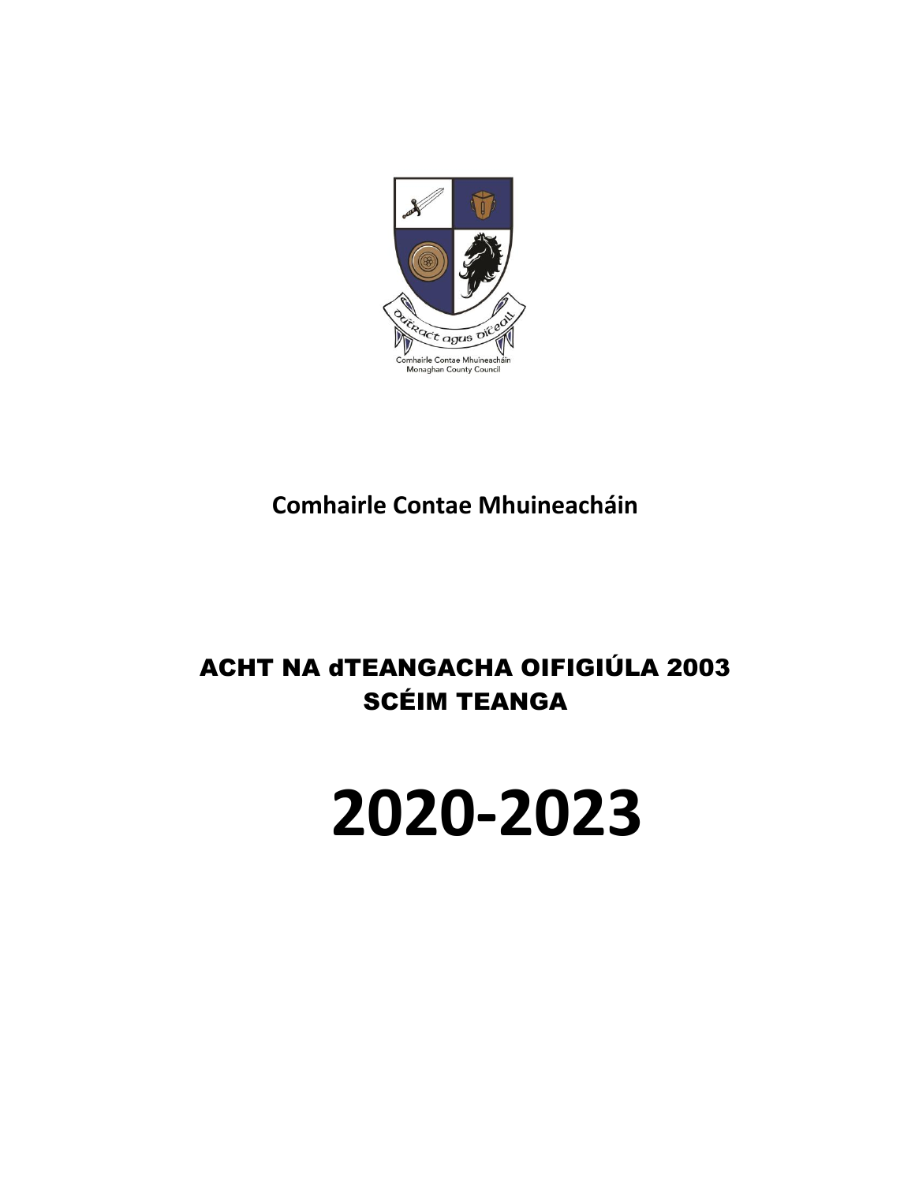Comhairle Contae Mhuineacháin
Monaghan County Council

**Comhairle Contae Mhuineacháin**

# ACHT NA dTEANGACHA OIFIGIÚLA 2003
# SCÉIM TEANGA

# 2020-2023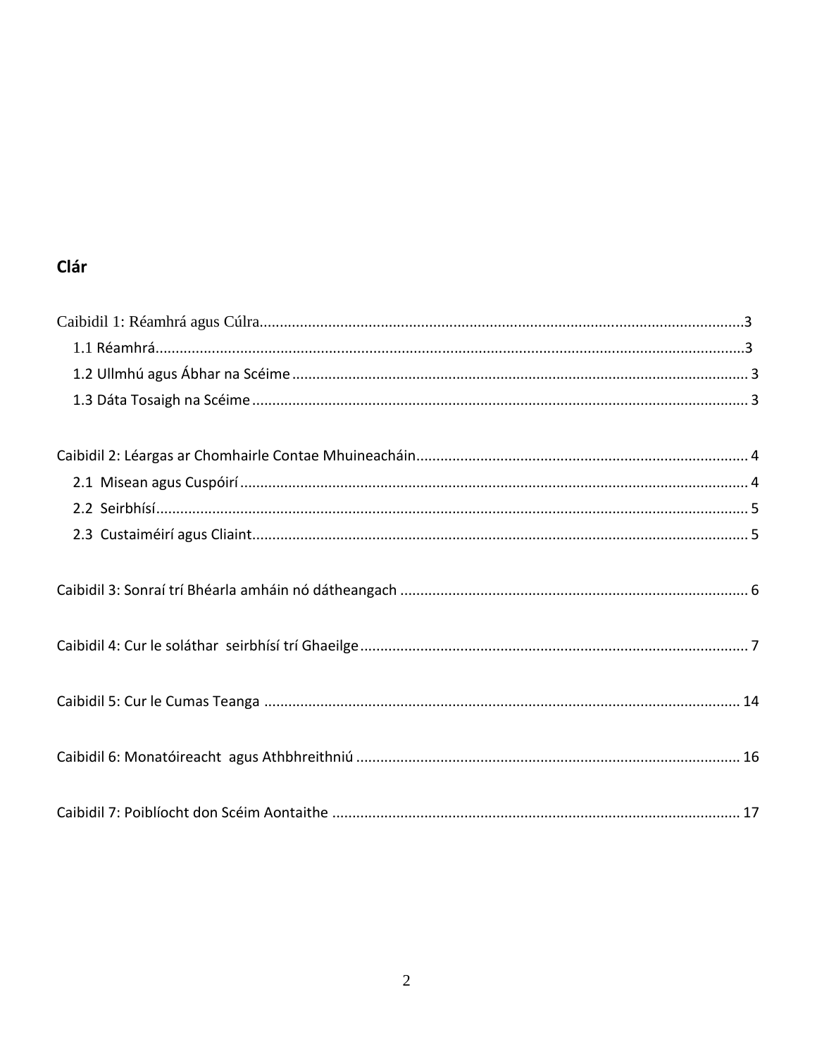## Clár

Caibidil 1: Réamhrá agus Cúlra........................................................................................................................3

1.1 Réamhrá...................................................................................................................................................3

1.2 Ullmhú agus Ábhar na Scéime ................................................................................................................ 3

1.3 Dáta Tosaigh na Scéime .......................................................................................................................... 3

Caibidil 2: Léargas ar Chomhairle Contae Mhuineacháin.................................................................................. 4

2.1 Misean agus Cuspóirí ............................................................................................................................. 4

2.2 Seirbhísí.................................................................................................................................................. 5

2.3 Custaiméirí agus Cliaint........................................................................................................................... 5

Caibidil 3: Sonraí trí Bhéarla amháin nó dátheangach ...................................................................................... 6

Caibidil 4: Cur le soláthar seirbhísí trí Ghaeilge................................................................................................ 7

Caibidil 5: Cur le Cumas Teanga ...................................................................................................................... 14

Caibidil 6: Monatóireacht agus Athbhreithniú ................................................................................................ 16

Caibidil 7: Poiblíocht don Scéim Aontaithe ..................................................................................................... 17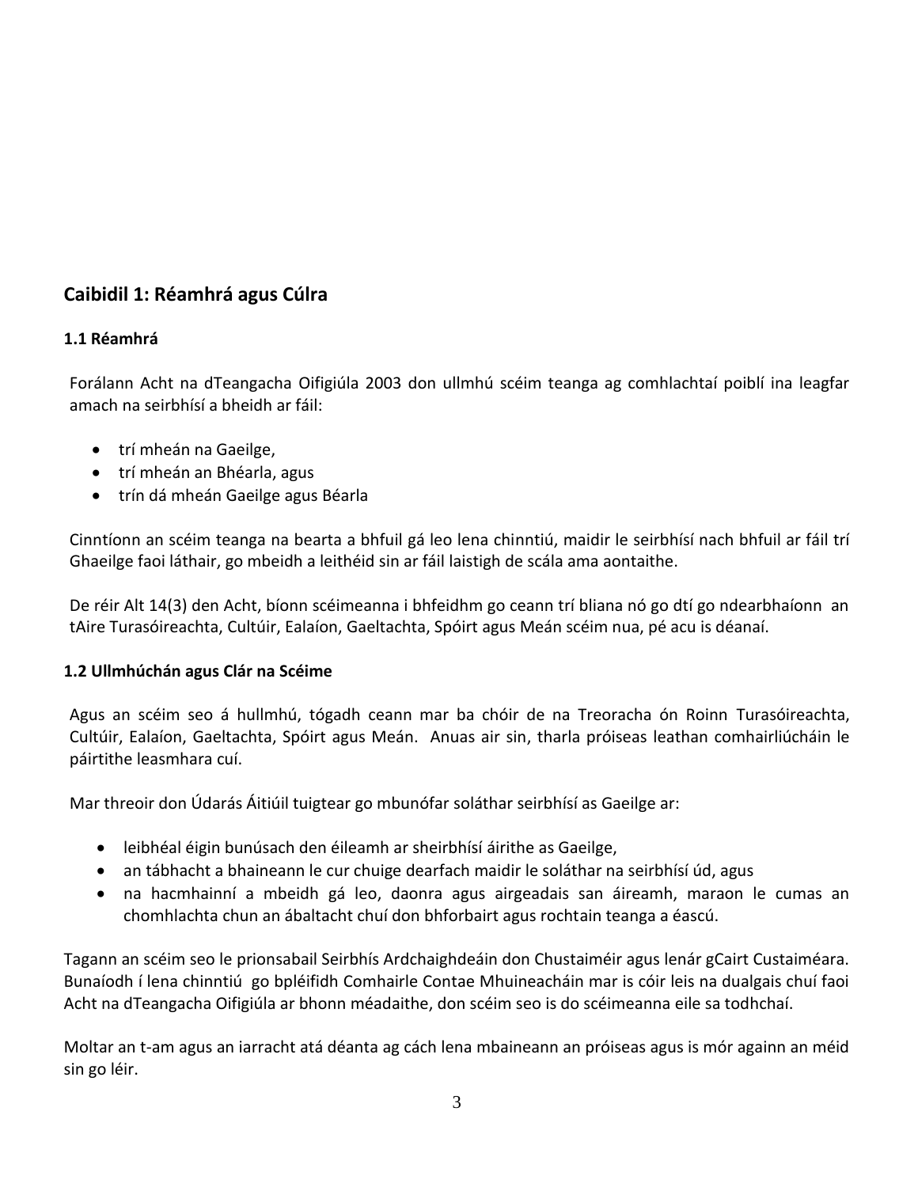## Caibidil 1: Réamhrá agus Cúlra

### 1.1 Réamhrá

Forálann Acht na dTeangacha Oifigiúla 2003 don ullmhú scéim teanga ag comhlachtaí poiblí ina leagfar amach na seirbhísí a bheidh ar fáil:

- trí mheán na Gaeilge,
- trí mheán an Bhéarla, agus
- trín dá mheán Gaeilge agus Béarla

Cinntíonn an scéim teanga na bearta a bhfuil gá leo lena chinntiú, maidir le seirbhísí nach bhfuil ar fáil trí Ghaeilge faoi láthair, go mbeidh a leithéid sin ar fáil laistigh de scála ama aontaithe.

De réir Alt 14(3) den Acht, bíonn scéimeanna i bhfeidhm go ceann trí bliana nó go dtí go ndearbhaíonn an tAire Turasóireachta, Cultúir, Ealaíon, Gaeltachta, Spóirt agus Meán scéim nua, pé acu is déanaí.

### 1.2 Ullmhúchán agus Clár na Scéime

Agus an scéim seo á hullmhú, tógadh ceann mar ba chóir de na Treoracha ón Roinn Turasóireachta, Cultúir, Ealaíon, Gaeltachta, Spóirt agus Meán. Anuas air sin, tharla próiseas leathan comhairliúcháin le páirtithe leasmhara cuí.

Mar threoir don Údarás Áitiúil tuigtear go mbunófar soláthar seirbhísí as Gaeilge ar:

- leibhéal éigin bunúsach den éileamh ar sheirbhísí áirithe as Gaeilge,
- an tábhacht a bhaineann le cur chuige dearfach maidir le soláthar na seirbhísí úd, agus
- na hacmhainní a mbeidh gá leo, daonra agus airgeadais san áireamh, maraon le cumas an chomhlachta chun an ábaltacht chuí don bhforbairt agus rochtain teanga a éascú.

Tagann an scéim seo le prionsabail Seirbhís Ardchaighdeáin don Chustaiméir agus lenár gCairt Custaiméara. Bunaíodh í lena chinntiú go bpléifidh Comhairle Contae Mhuineacháin mar is cóir leis na dualgais chuí faoi Acht na dTeangacha Oifigiúla ar bhonn méadaithe, don scéim seo is do scéimeanna eile sa todhchaí.

Moltar an t-am agus an iarracht atá déanta ag cách lena mbaineann an próiseas agus is mór againn an méid sin go léir.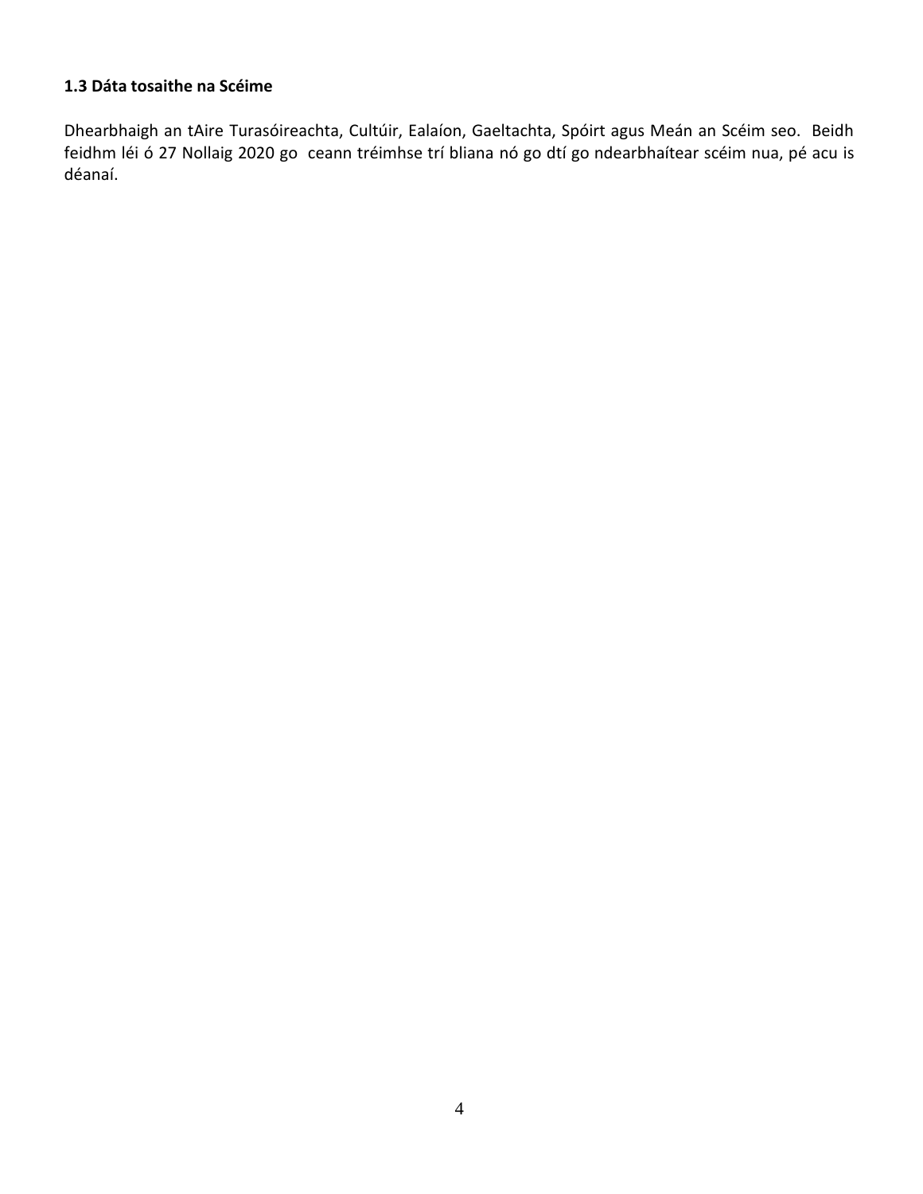### 1.3 Dáta tosaithe na Scéime

Dhearbhaigh an tAire Turasóireachta, Cultúir, Ealaíon, Gaeltachta, Spóirt agus Meán an Scéim seo. Beidh feidhm léi ó 27 Nollaig 2020 go ceann tréimhse trí bliana nó go dtí go ndearbhaítear scéim nua, pé acu is déanaí.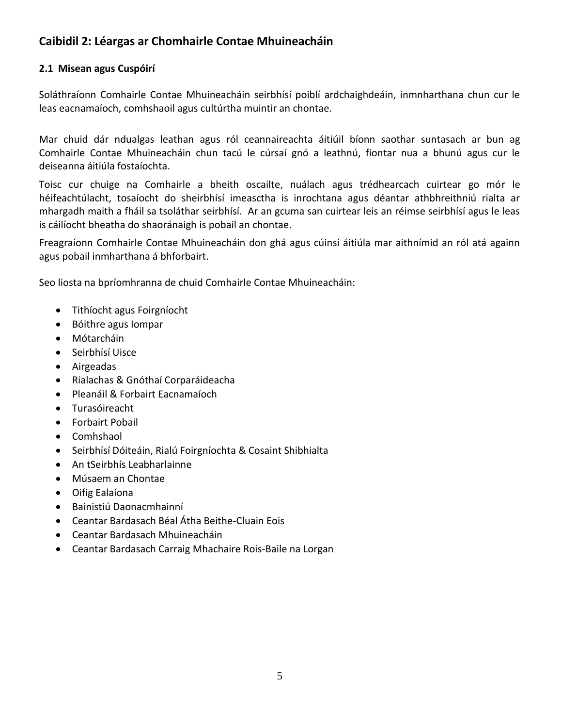## Caibidil 2: Léargas ar Chomhairle Contae Mhuineacháin

### 2.1 Misean agus Cuspóirí

Soláthraíonn Comhairle Contae Mhuineacháin seirbhísí poiblí ardchaighdeáin, inmnharthana chun cur le leas eacnamaíoch, comhshaoil agus cultúrtha muintir an chontae.

Mar chuid dár ndualgas leathan agus ról ceannaireachta áitiúil bíonn saothar suntasach ar bun ag Comhairle Contae Mhuineacháin chun tacú le cúrsaí gnó a leathnú, fiontar nua a bhunú agus cur le deiseanna áitiúla fostaíochta.

Toisc cur chuige na Comhairle a bheith oscailte, nuálach agus trédhearcach cuirtear go mór le héifeachtúlacht, tosaíocht do sheirbhísí imeasctha is inrochtana agus déantar athbhreithniú rialta ar mhargadh maith a fháil sa tsoláthar seirbhísí. Ar an gcuma san cuirtear leis an réimse seirbhísí agus le leas is cáilíocht bheatha do shaoránaigh is pobail an chontae.

Freagraíonn Comhairle Contae Mhuineacháin don ghá agus cúinsí áitiúla mar aithnímid an ról atá againn agus pobail inmharthana á bhforbairt.

Seo liosta na bpríomhranna de chuid Comhairle Contae Mhuineacháin:

- Tithíocht agus Foirgníocht
- Bóithre agus Iompar
- Mótarcháin
- Seirbhísí Uisce
- Airgeadas
- Rialachas & Gnóthaí Corparáideacha
- Pleanáil & Forbairt Eacnamaíoch
- Turasóireacht
- Forbairt Pobail
- Comhshaol
- Seirbhísí Dóiteáin, Rialú Foirgníochta & Cosaint Shibhialta
- An tSeirbhís Leabharlainne
- Músaem an Chontae
- Oifig Ealaíona
- Bainistiú Daonacmhainní
- Ceantar Bardasach Béal Átha Beithe-Cluain Eois
- Ceantar Bardasach Mhuineacháin
- Ceantar Bardasach Carraig Mhachaire Rois-Baile na Lorgan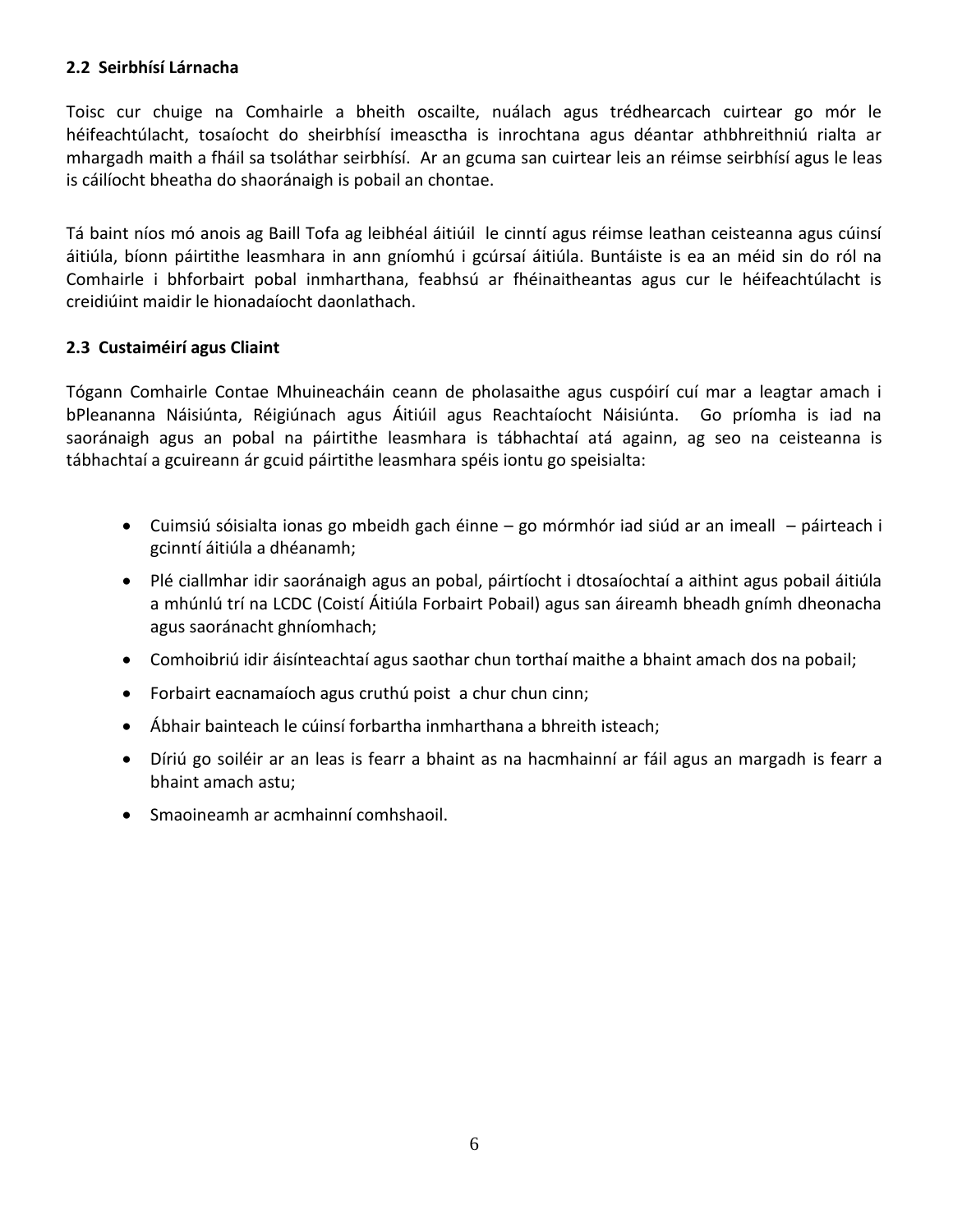### 2.2 Seirbhísí Lárnacha

Toisc cur chuige na Comhairle a bheith oscailte, nuálach agus trédhearcach cuirtear go mór le héifeachtúlacht, tosaíocht do sheirbhísí imeasctha is inrochtana agus déantar athbhreithniú rialta ar mhargadh maith a fháil sa tsoláthar seirbhísí. Ar an gcuma san cuirtear leis an réimse seirbhísí agus le leas is cáilíocht bheatha do shaoránaigh is pobail an chontae.

Tá baint níos mó anois ag Baill Tofa ag leibhéal áitiúil le cinntí agus réimse leathan ceisteanna agus cúinsí áitiúla, bíonn páirtithe leasmhara in ann gníomhú i gcúrsaí áitiúla. Buntáiste is ea an méid sin do ról na Comhairle i bhforbairt pobal inmharthana, feabhsú ar fhéinaitheantas agus cur le héifeachtúlacht is creidiúint maidir le hionadaíocht daonlathach.

### 2.3 Custaiméirí agus Cliaint

Tógann Comhairle Contae Mhuineacháin ceann de pholasaithe agus cuspóirí cuí mar a leagtar amach i bPleananna Náisiúnta, Réigiúnach agus Áitiúil agus Reachtaíocht Náisiúnta. Go príomha is iad na saoránaigh agus an pobal na páirtithe leasmhara is tábhachtaí atá againn, ag seo na ceisteanna is tábhachtaí a gcuireann ár gcuid páirtithe leasmhara spéis iontu go speisialta:

- Cuimsiú sóisialta ionas go mbeidh gach éinne – go mórmhór iad siúd ar an imeall – páirteach i gcinntí áitiúla a dhéanamh;
- Plé ciallmhar idir saoránaigh agus an pobal, páirtíocht i dtosaíochtaí a aithint agus pobail áitiúla a mhúnlú trí na LCDC (Coistí Áitiúla Forbairt Pobail) agus san áireamh bheadh gnímh dheonacha agus saoránacht ghníomhach;
- Comhoibriú idir áisínteachtaí agus saothar chun torthaí maithe a bhaint amach dos na pobail;
- Forbairt eacnamaíoch agus cruthú poist a chur chun cinn;
- Ábhair bainteach le cúinsí forbartha inmharthana a bhreith isteach;
- Díriú go soiléir ar an leas is fearr a bhaint as na hacmhainní ar fáil agus an margadh is fearr a bhaint amach astu;
- Smaoineamh ar acmhainní comhshaoil.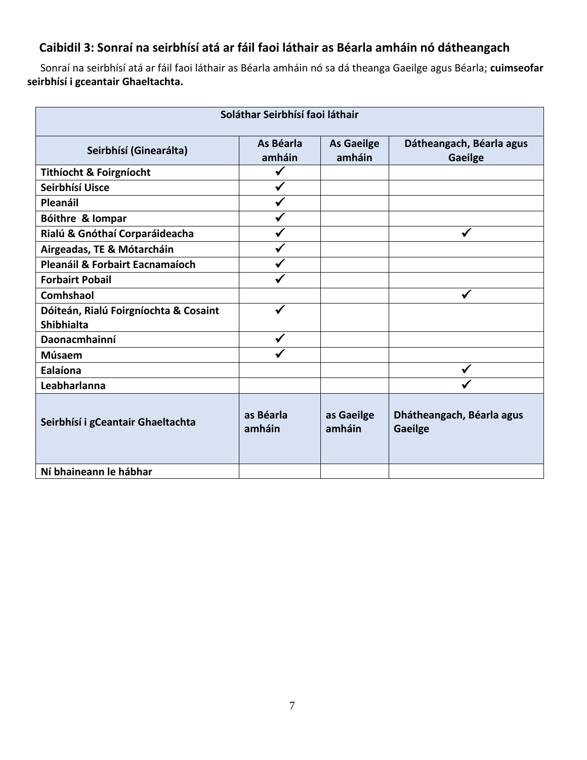## Caibidil 3: Sonraí na seirbhísí atá ar fáil faoi láthair as Béarla amháin nó dátheangach

Sonraí na seirbhísí atá ar fáil faoi láthair as Béarla amháin nó sa dá theanga Gaeilge agus Béarla; **cuimseofar seirbhísí i gceantair Ghaeltachta.**

| Soláthar Seirbhísí faoi láthair | | | |
|---|---|---|---|
| **Seirbhísí (Ginearálta)** | **As Béarla amháin** | **As Gaeilge amháin** | **Dátheangach, Béarla agus Gaeilge** |
| **Tithíocht & Foirgníocht** | ✓ | | |
| **Seirbhísí Uisce** | ✓ | | |
| **Pleanáil** | ✓ | | |
| **Bóithre & Iompar** | ✓ | | |
| **Rialú & Gnóthaí Corparáideacha** | ✓ | | ✓ |
| **Airgeadas, TE & Mótarcháin** | ✓ | | |
| **Pleanáil & Forbairt Eacnamaíoch** | ✓ | | |
| **Forbairt Pobail** | ✓ | | |
| **Comhshaol** | | | ✓ |
| **Dóiteán, Rialú Foirgníochta & Cosaint Shibhialta** | ✓ | | |
| **Daonacmhainní** | ✓ | | |
| **Músaem** | ✓ | | |
| **Ealaíona** | | | ✓ |
| **Leabharlanna** | | | ✓ |
| **Seirbhísí i gCeantair Ghaeltachta** | **as Béarla amháin** | **as Gaeilge amháin** | **Dhátheangach, Béarla agus Gaeilge** |
| **Ní bhaineann le hábhar** | | | |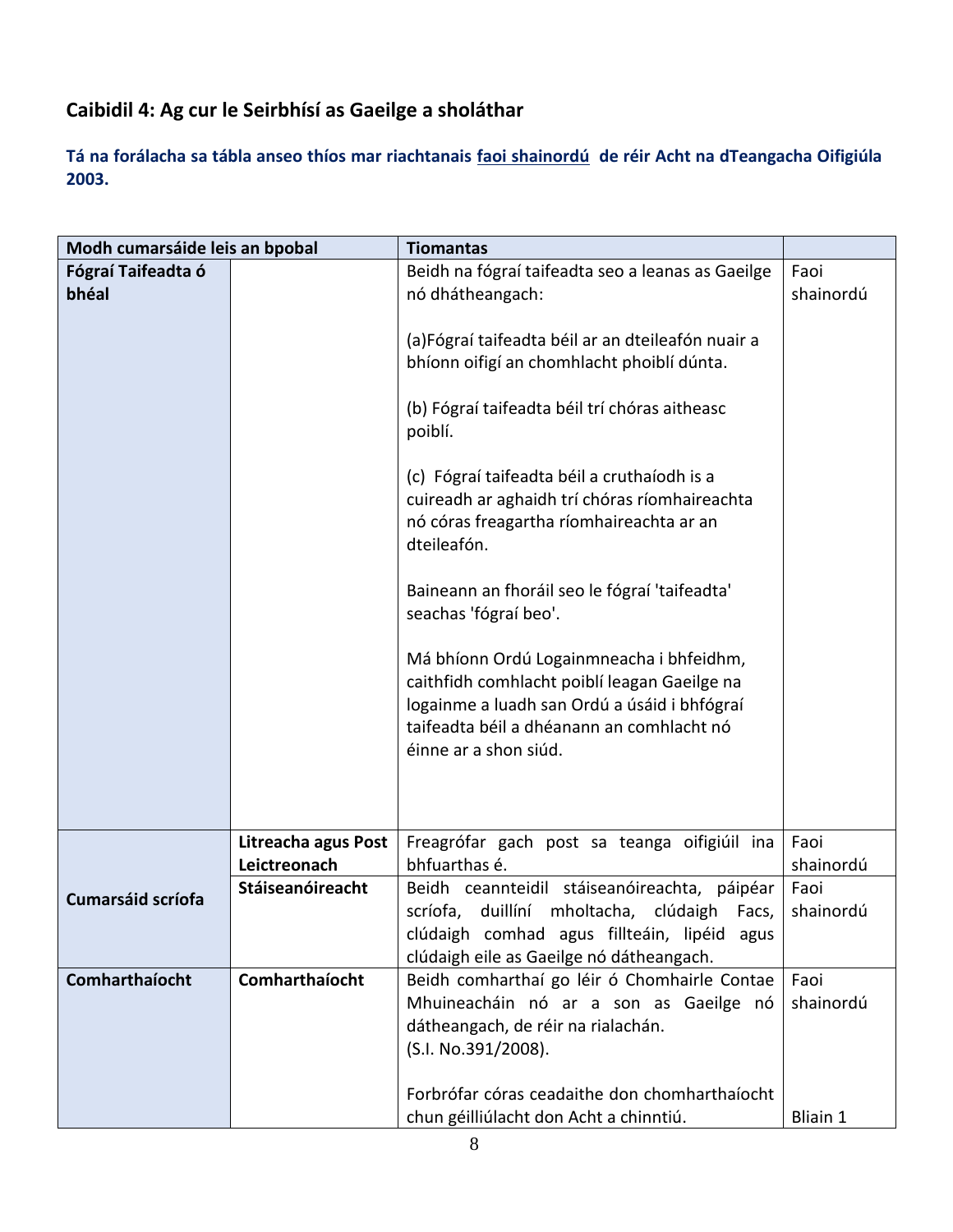## Caibidil 4: Ag cur le Seirbhísí as Gaeilge a sholáthar

**Tá na forálacha sa tábla anseo thíos mar riachtanais faoi shainordú de réir Acht na dTeangacha Oifigiúla 2003.**

| Modh cumarsáide leis an bpobal | | Tiomantas | |
|---|---|---|---|
| **Fógraí Taifeadta ó bhéal** | | Beidh na fógraí taifeadta seo a leanas as Gaeilge nó dhátheangach:<br><br>(a)Fógraí taifeadta béil ar an dteileafón nuair a bhíonn oifigí an chomhlacht phoiblí dúnta.<br><br>(b) Fógraí taifeadta béil trí chóras aitheasc poiblí.<br><br>(c) Fógraí taifeadta béil a cruthaíodh is a cuireadh ar aghaidh trí chóras ríomhaireachta nó córas freagartha ríomhaireachta ar an dteileafón.<br><br>Baineann an fhoráil seo le fógraí 'taifeadta' seachas 'fógraí beo'.<br><br>Má bhíonn Ordú Logainmneacha i bhfeidhm, caithfidh comhlacht poiblí leagan Gaeilge na logainme a luadh san Ordú a úsáid i bhfógraí taifeadta béil a dhéanann an comhlacht nó éinne ar a shon siúd. | Faoi shainordú |
| **Cumarsáid scríofa** | **Litreacha agus Post Leictreonach** | Freagrófar gach post sa teanga oifigiúil ina bhfuarthas é. | Faoi shainordú |
| | **Stáiseanóireacht** | Beidh ceannteidil stáiseanóireachta, páipéar scríofa, duillíní mholtacha, clúdaigh Facs, clúdaigh comhad agus fillteáin, lipéid agus clúdaigh eile as Gaeilge nó dátheangach. | Faoi shainordú |
| **Comharthaíocht** | **Comharthaíocht** | Beidh comharthaí go léir ó Chomhairle Contae Mhuineacháin nó ar a son as Gaeilge nó dátheangach, de réir na rialachán.<br>(S.I. No.391/2008).<br><br>Forbrófar córas ceadaithe don chomharthaíocht chun géilliúlacht don Acht a chinntiú. | Faoi shainordú<br><br><br><br>Bliain 1 |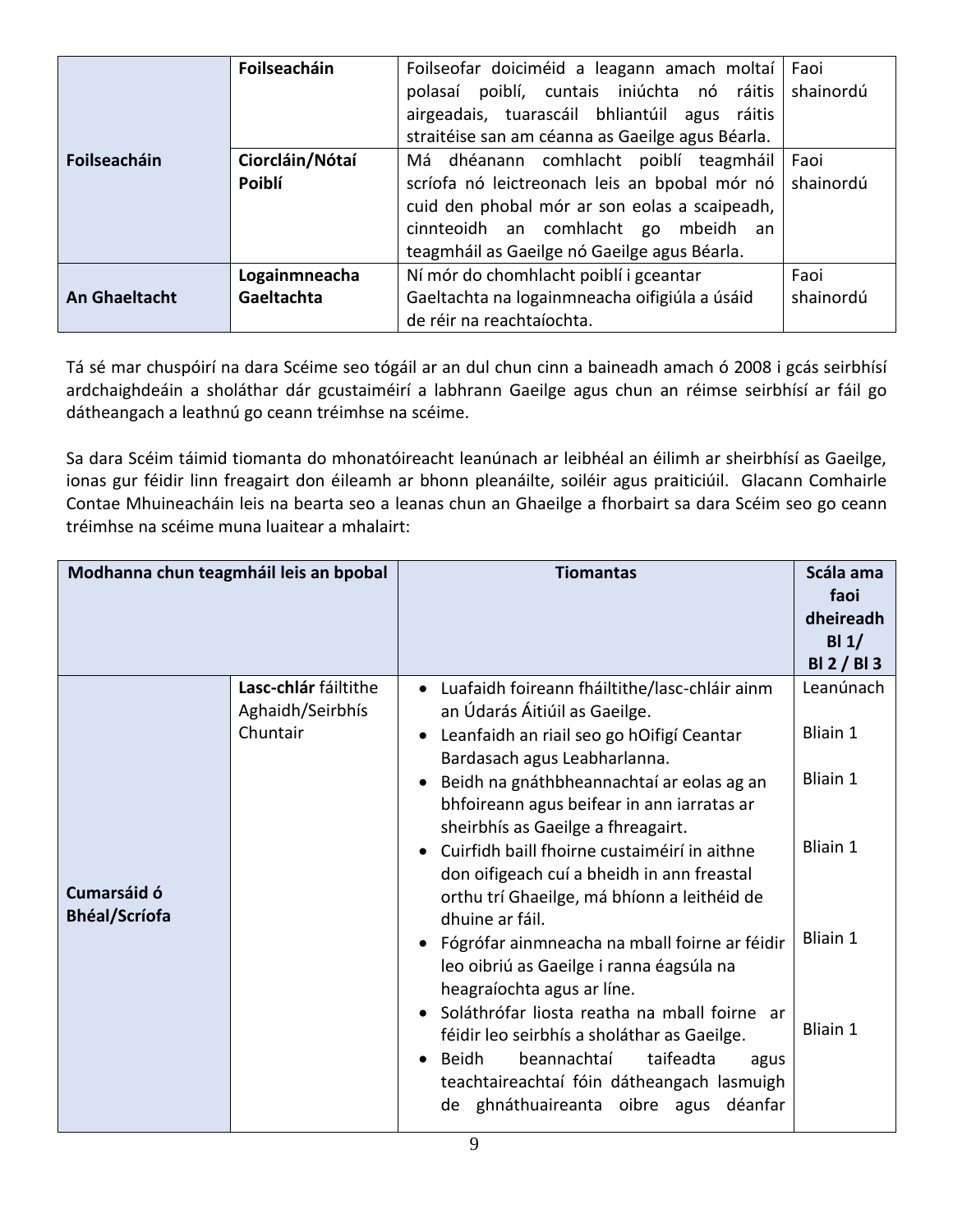| | | | |
|---|---|---|---|
| **Foilseacháin** | **Foilseacháin** | Foilseofar doiciméid a leagann amach moltaí polasaí poiblí, cuntais iniúchta nó ráitis airgeadais, tuarascáil bhliantúil agus ráitis straitéise san am céanna as Gaeilge agus Béarla. | Faoi shainordú |
| | **Ciorcláin/Nótaí Poiblí** | Má dhéanann comhlacht poiblí teagmháil scríofa nó leictreonach leis an bpobal mór nó cuid den phobal mór ar son eolas a scaipeadh, cinnteoidh an comhlacht go mbeidh an teagmháil as Gaeilge nó Gaeilge agus Béarla. | Faoi shainordú |
| **An Ghaeltacht** | **Logainmneacha Gaeltachta** | Ní mór do chomhlacht poiblí i gceantar Gaeltachta na logainmneacha oifigiúla a úsáid de réir na reachtaíochta. | Faoi shainordú |

Tá sé mar chuspóirí na dara Scéime seo tógáil ar an dul chun cinn a baineadh amach ó 2008 i gcás seirbhísí ardchaighdeáin a sholáthar dár gcustaiméirí a labhrann Gaeilge agus chun an réimse seirbhísí ar fáil go dátheangach a leathnú go ceann tréimhse na scéime.

Sa dara Scéim táimid tiomanta do mhonatóireacht leanúnach ar leibhéal an éilimh ar sheirbhísí as Gaeilge, ionas gur féidir linn freagairt don éileamh ar bhonn pleanáilte, soiléir agus praiticiúil. Glacann Comhairle Contae Mhuineacháin leis na bearta seo a leanas chun an Ghaeilge a fhorbairt sa dara Scéim seo go ceann tréimhse na scéime muna luaitear a mhalairt:

| **Modhanna chun teagmháil leis an bpobal** | | **Tiomantas** | **Scála ama faoi dheireadh Bl 1/ Bl 2 / Bl 3** |
|---|---|---|---|
| **Cumarsáid ó Bhéal/Scríofa** | **Lasc-chlár** fáiltithe Aghaidh/Seirbhís Chuntair | • Luafaidh foireann fháiltithe/lasc-chláir ainm an Údarás Áitiúil as Gaeilge. | Leanúnach |
| | | • Leanfaidh an riail seo go hOifigí Ceantar Bardasach agus Leabharlanna. | Bliain 1 |
| | | • Beidh na gnáthbheannachtaí ar eolas ag an bhfoireann agus beifear in ann iarratas ar sheirbhís as Gaeilge a fhreagairt. | Bliain 1 |
| | | • Cuirfidh baill fhoirne custaiméirí in aithne don oifigeach cuí a bheidh in ann freastal orthu trí Ghaeilge, má bhíonn a leithéid de dhuine ar fáil. | Bliain 1 |
| | | • Fógrófar ainmneacha na mball foirne ar féidir leo oibriú as Gaeilge i ranna éagsúla na heagraíochta agus ar líne. | Bliain 1 |
| | | • Soláthrófar liosta reatha na mball foirne ar féidir leo seirbhís a sholáthar as Gaeilge. | Bliain 1 |
| | | • Beidh beannachtaí taifeadta agus teachtaireachtaí fóin dátheangach lasmuigh de ghnáthuaireanta oibre agus déanfar | |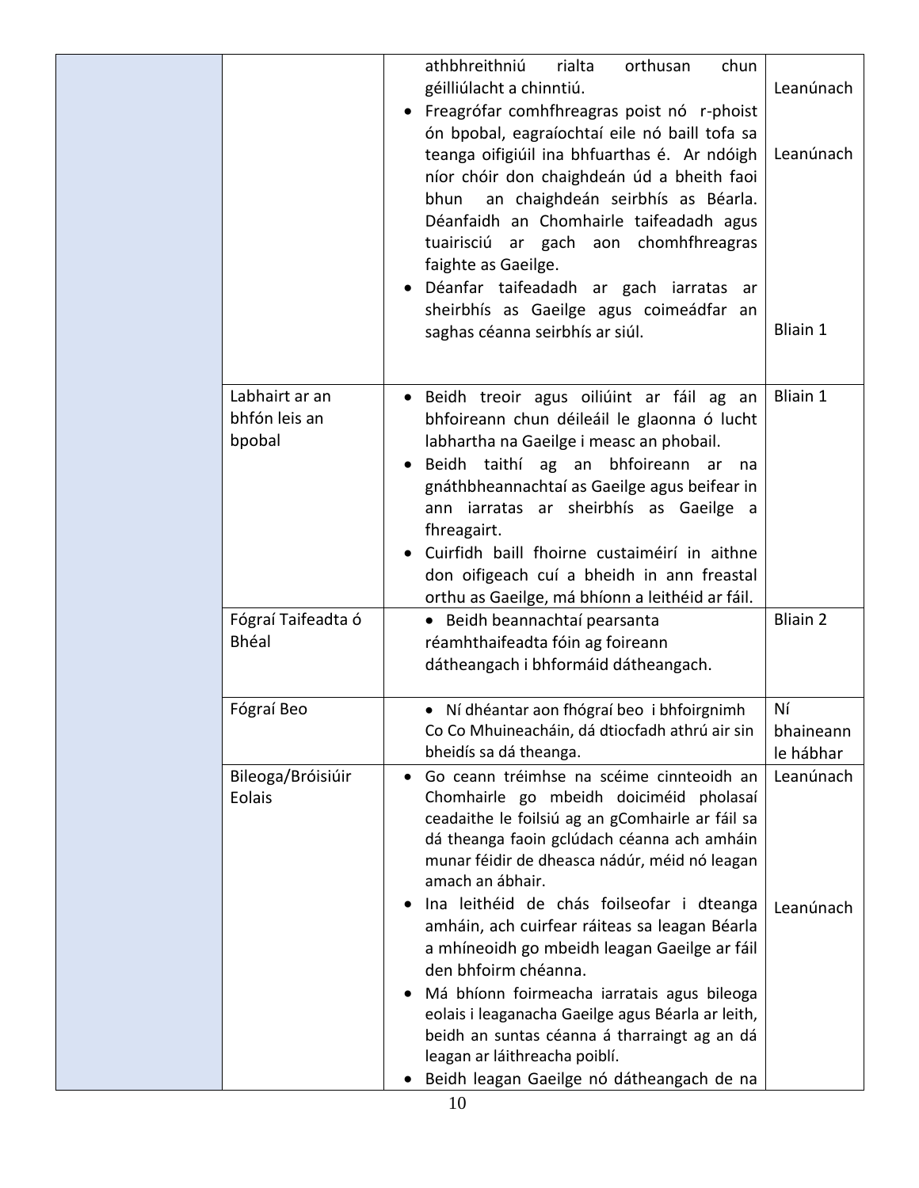| | | | |
|---|---|---|---|
| | | athbhreithniú rialta orthusan chun géilliúlacht a chinntiú. <br>• Freagrófar comhfhreagras poist nó r-phoist ón bpobal, eagraíochtaí eile nó baill tofa sa teanga oifigiúil ina bhfuarthas é. Ar ndóigh níor chóir don chaighdeán úd a bheith faoi bhun an chaighdeán seirbhís as Béarla. Déanfaidh an Chomhairle taifeadadh agus tuairisciú ar gach aon chomhfhreagras faighte as Gaeilge. <br>• Déanfar taifeadadh ar gach iarratas ar sheirbhís as Gaeilge agus coimeádfar an saghas céanna seirbhís ar siúl. | Leanúnach <br><br> Leanúnach <br><br><br><br> Bliain 1 |
| | Labhairt ar an bhfón leis an bpobal | • Beidh treoir agus oiliúint ar fáil ag an bhfoireann chun déileáil le glaonna ó lucht labhartha na Gaeilge i measc an phobail. <br>• Beidh taithí ag an bhfoireann ar na gnáthbheannachtaí as Gaeilge agus beifear in ann iarratas ar sheirbhís as Gaeilge a fhreagairt. <br>• Cuirfidh baill fhoirne custaiméirí in aithne don oifigeach cuí a bheidh in ann freastal orthu as Gaeilge, má bhíonn a leithéid ar fáil. | Bliain 1 |
| | Fógraí Taifeadta ó Bhéal | • Beidh beannachtaí pearsanta réamhthaifeadta fóin ag foireann dátheangach i bhformáid dátheangach. | Bliain 2 |
| | Fógraí Beo | • Ní dhéantar aon fhógraí beo i bhfoirgnimh Co Co Mhuineacháin, dá dtiocfadh athrú air sin bheidís sa dá theanga. | Ní bhaineann le hábhar |
| | Bileoga/Bróisiúir Eolais | • Go ceann tréimhse na scéime cinnteoidh an Chomhairle go mbeidh doiciméid pholasaí ceadaithe le foilsiú ag an gComhairle ar fáil sa dá theanga faoin gclúdach céanna ach amháin munar féidir de dheasca nádúr, méid nó leagan amach an ábhair. <br>• Ina leithéid de chás foilseofar i dteanga amháin, ach cuirfear ráiteas sa leagan Béarla a mhíneoidh go mbeidh leagan Gaeilge ar fáil den bhfoirm chéanna. <br>• Má bhíonn foirmeacha iarratais agus bileoga eolais i leaganacha Gaeilge agus Béarla ar leith, beidh an suntas céanna á tharraingt ag an dá leagan ar láithreacha poiblí. <br>• Beidh leagan Gaeilge nó dátheangach de na | Leanúnach <br><br><br><br> Leanúnach |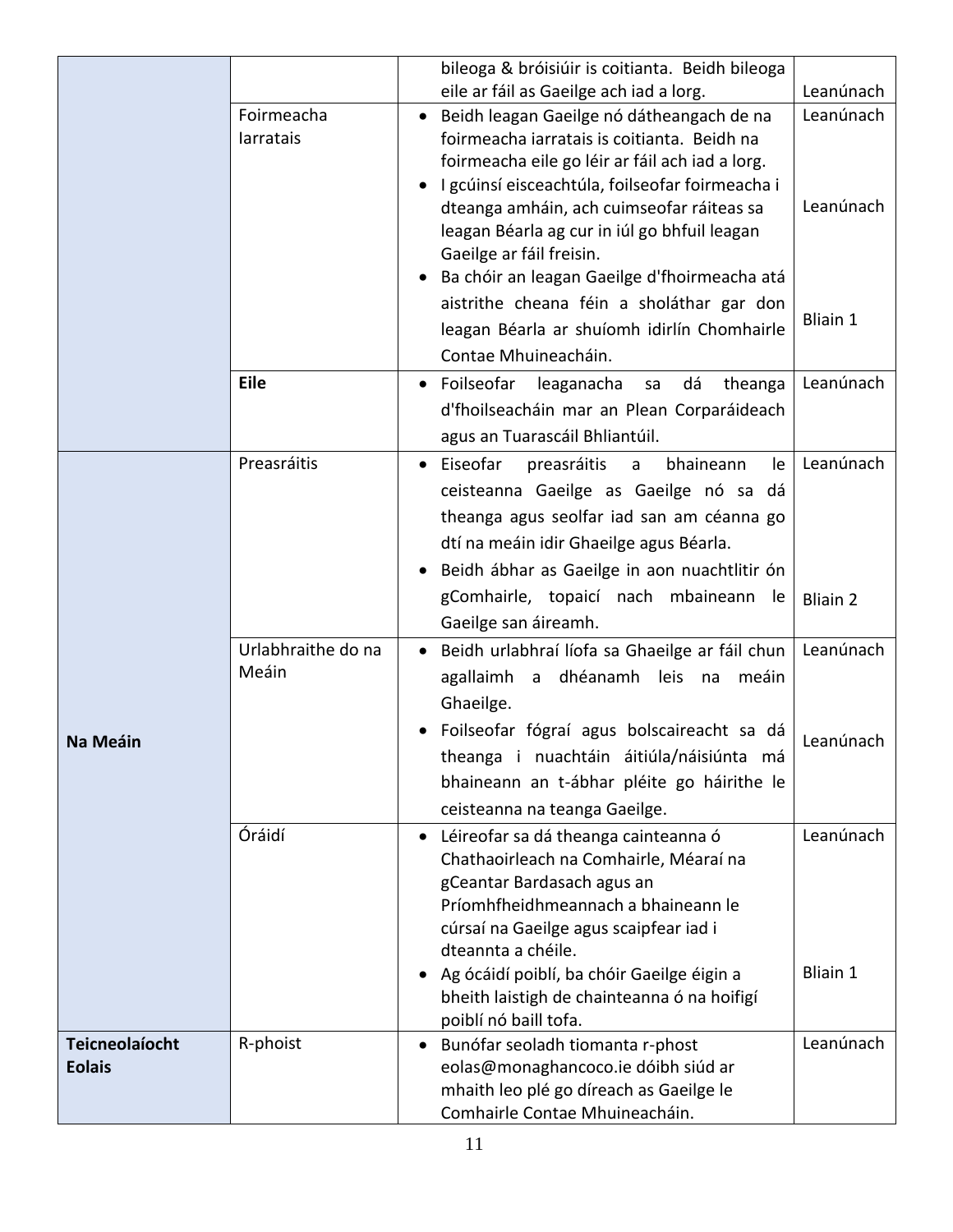| | | | |
|---|---|---|---|
| | | bileoga & bróisiúir is coitianta. Beidh bileoga eile ar fáil as Gaeilge ach iad a lorg. | Leanúnach |
| | Foirmeacha Iarratais | • Beidh leagan Gaeilge nó dátheangach de na foirmeacha iarratais is coitianta. Beidh na foirmeacha eile go léir ar fáil ach iad a lorg.<br>• I gcúinsí eisceachtúla, foilseofar foirmeacha i dteanga amháin, ach cuimseofar ráiteas sa leagan Béarla ag cur in iúl go bhfuil leagan Gaeilge ar fáil freisin.<br>• Ba chóir an leagan Gaeilge d'fhoirmeacha atá aistrithe cheana féin a sholáthar gar don leagan Béarla ar shuíomh idirlín Chomhairle Contae Mhuineacháin. | Leanúnach<br><br>Leanúnach<br><br>Bliain 1 |
| | **Eile** | • Foilseofar leaganacha sa dá theanga d'fhoilseacháin mar an Plean Corparáideach agus an Tuarascáil Bhliantúil. | Leanúnach |
| **Na Meáin** | Preasráitis | • Eiseofar preasráitis a bhaineann le ceisteanna Gaeilge as Gaeilge nó sa dá theanga agus seolfar iad san am céanna go dtí na meáin idir Ghaeilge agus Béarla.<br>• Beidh ábhar as Gaeilge in aon nuachtlitir ón gComhairle, topaicí nach mbaineann le Gaeilge san áireamh. | Leanúnach<br><br>Bliain 2 |
| | Urlabhraithe do na Meáin | • Beidh urlabhraí líofa sa Ghaeilge ar fáil chun agallaimh a dhéanamh leis na meáin Ghaeilge.<br>• Foilseofar fógraí agus bolscaireacht sa dá theanga i nuachtáin áitiúla/náisiúnta má bhaineann an t-ábhar pléite go háirithe le ceisteanna na teanga Gaeilge. | Leanúnach<br><br>Leanúnach |
| | Óráidí | • Léireofar sa dá theanga cainteanna ó Chathaoirleach na Comhairle, Méaraí na gCeantar Bardasach agus an Príomhfheidhmeannach a bhaineann le cúrsaí na Gaeilge agus scaipfear iad i dteannta a chéile.<br>• Ag ócáidí poiblí, ba chóir Gaeilge éigin a bheith laistigh de chainteanna ó na hoifigí poiblí nó baill tofa. | Leanúnach<br><br>Bliain 1 |
| **Teicneolaíocht Eolais** | R-phoist | • Bunófar seoladh tiomanta r-phost eolas@monaghancoco.ie dóibh siúd ar mhaith leo plé go díreach as Gaeilge le Comhairle Contae Mhuineacháin. | Leanúnach |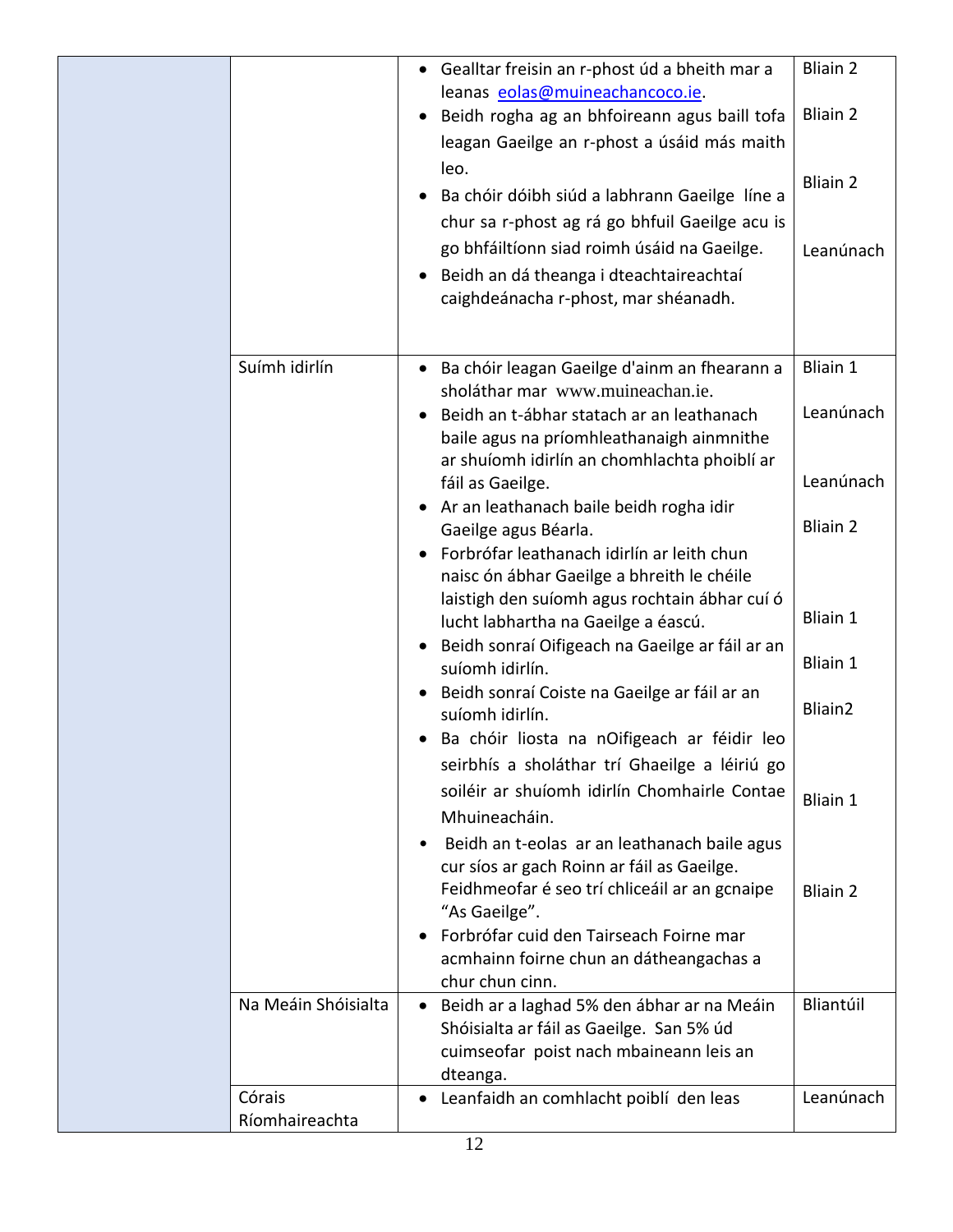| | | | |
|---|---|---|---|
| | | • Gealltar freisin an r-phost úd a bheith mar a leanas eolas@muineachancoco.ie.<br>• Beidh rogha ag an bhfoireann agus baill tofa leagan Gaeilge an r-phost a úsáid más maith leo.<br>• Ba chóir dóibh siúd a labhrann Gaeilge líne a chur sa r-phost ag rá go bhfuil Gaeilge acu is go bhfáiltíonn siad roimh úsáid na Gaeilge.<br>• Beidh an dá theanga i dteachtaireachtaí caighdeánacha r-phost, mar shéanadh. | Bliain 2<br>Bliain 2<br>Bliain 2<br>Leanúnach |
| | Suímh idirlín | • Ba chóir leagan Gaeilge d'ainm an fhearann a sholáthar mar www.muineachan.ie.<br>• Beidh an t-ábhar statach ar an leathanach baile agus na príomhleathanaigh ainmnithe ar shuíomh idirlín an chomhlachta phoiblí ar fáil as Gaeilge.<br>• Ar an leathanach baile beidh rogha idir Gaeilge agus Béarla.<br>• Forbrófar leathanach idirlín ar leith chun naisc ón ábhar Gaeilge a bhreith le chéile laistigh den suíomh agus rochtain ábhar cuí ó lucht labhartha na Gaeilge a éascú.<br>• Beidh sonraí Oifigeach na Gaeilge ar fáil ar an suíomh idirlín.<br>• Beidh sonraí Coiste na Gaeilge ar fáil ar an suíomh idirlín.<br>• Ba chóir liosta na nOifigeach ar féidir leo seirbhís a sholáthar trí Ghaeilge a léiriú go soiléir ar shuíomh idirlín Chomhairle Contae Mhuineacháin.<br>• Beidh an t-eolas ar an leathanach baile agus cur síos ar gach Roinn ar fáil as Gaeilge. Feidhmeofar é seo trí chliceáil ar an gcnaipe "As Gaeilge".<br>• Forbrófar cuid den Tairseach Foirne mar acmhainn foirne chun an dátheangachas a chur chun cinn. | Bliain 1<br>Leanúnach<br>Leanúnach<br>Bliain 2<br>Bliain 1<br>Bliain 1<br>Bliain2<br>Bliain 1<br>Bliain 2 |
| | Na Meáin Shóisialta | • Beidh ar a laghad 5% den ábhar ar na Meáin Shóisialta ar fáil as Gaeilge. San 5% úd cuimseofar poist nach mbaineann leis an dteanga. | Bliantúil |
| | Córais Ríomhaireachta | • Leanfaidh an comhlacht poiblí den leas | Leanúnach |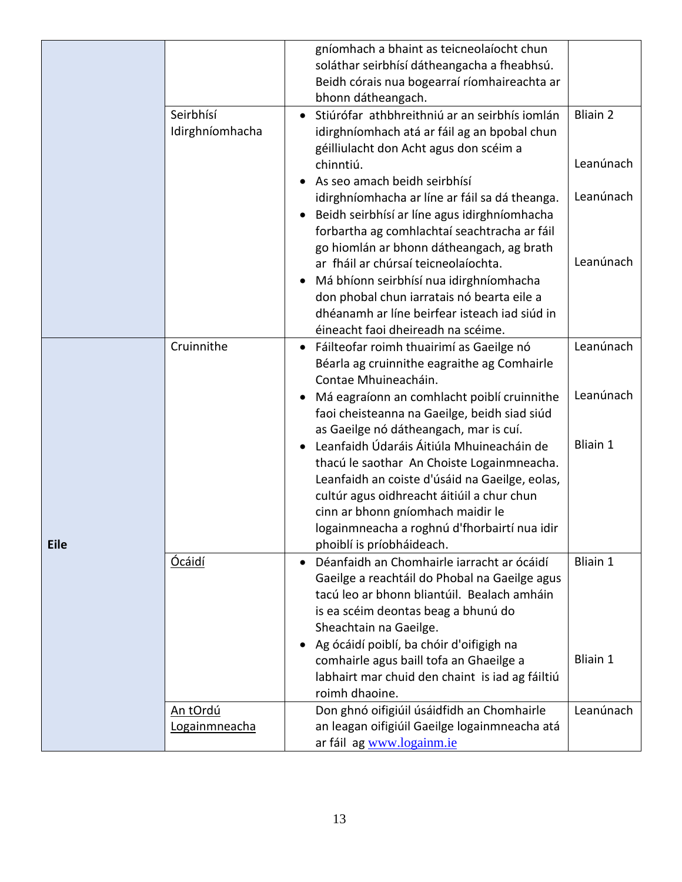| | | | |
|---|---|---|---|
| | | gníomhach a bhaint as teicneolaíocht chun soláthar seirbhísí dátheangacha a fheabhsú. Beidh córais nua bogearraí ríomhaireachta ar bhonn dátheangach. | |
| | Seirbhísí Idirghníomhacha | • Stiúrófar athbhreithniú ar an seirbhís iomlán idirghníomhach atá ar fáil ag an bpobal chun géilliulacht don Acht agus don scéim a chinntiú.<br>• As seo amach beidh seirbhísí idirghníomhacha ar líne ar fáil sa dá theanga.<br>• Beidh seirbhísí ar líne agus idirghníomhacha forbartha ag comhlachtaí seachtracha ar fáil go hiomlán ar bhonn dátheangach, ag brath ar fháil ar chúrsaí teicneolaíochta.<br>• Má bhíonn seirbhísí nua idirghníomhacha don phobal chun iarratais nó bearta eile a dhéanamh ar líne beirfear isteach iad siúd in éineacht faoi dheireadh na scéime. | Bliain 2<br><br>Leanúnach<br><br>Leanúnach<br><br>Leanúnach |
| **Eile** | Cruinnithe | • Fáilteofar roimh thuairimí as Gaeilge nó Béarla ag cruinnithe eagraithe ag Comhairle Contae Mhuineacháin.<br>• Má eagraíonn an comhlacht poiblí cruinnithe faoi cheisteanna na Gaeilge, beidh siad siúd as Gaeilge nó dátheangach, mar is cuí.<br>• Leanfaidh Údaráis Áitiúla Mhuineacháin de thacú le saothar An Choiste Logainmneacha. Leanfaidh an coiste d'úsáid na Gaeilge, eolas, cultúr agus oidhreacht áitiúil a chur chun cinn ar bhonn gníomhach maidir le logainmneacha a roghnú d'fhorbairtí nua idir phoiblí is príobháideach. | Leanúnach<br><br>Leanúnach<br><br>Bliain 1 |
| | Ócáidí | • Déanfaidh an Chomhairle iarracht ar ócáidí Gaeilge a reachtáil do Phobal na Gaeilge agus tacú leo ar bhonn bliantúil. Bealach amháin is ea scéim deontas beag a bhunú do Sheachtain na Gaeilge.<br>• Ag ócáidí poiblí, ba chóir d'oifigigh na comhairle agus baill tofa an Ghaeilge a labhairt mar chuid den chaint is iad ag fáiltiú roimh dhaoine. | Bliain 1<br><br>Bliain 1 |
| | An tOrdú Logainmneacha | Don ghnó oifigiúil úsáidfidh an Chomhairle an leagan oifigiúil Gaeilge logainmneacha atá ar fáil ag www.logainm.ie | Leanúnach |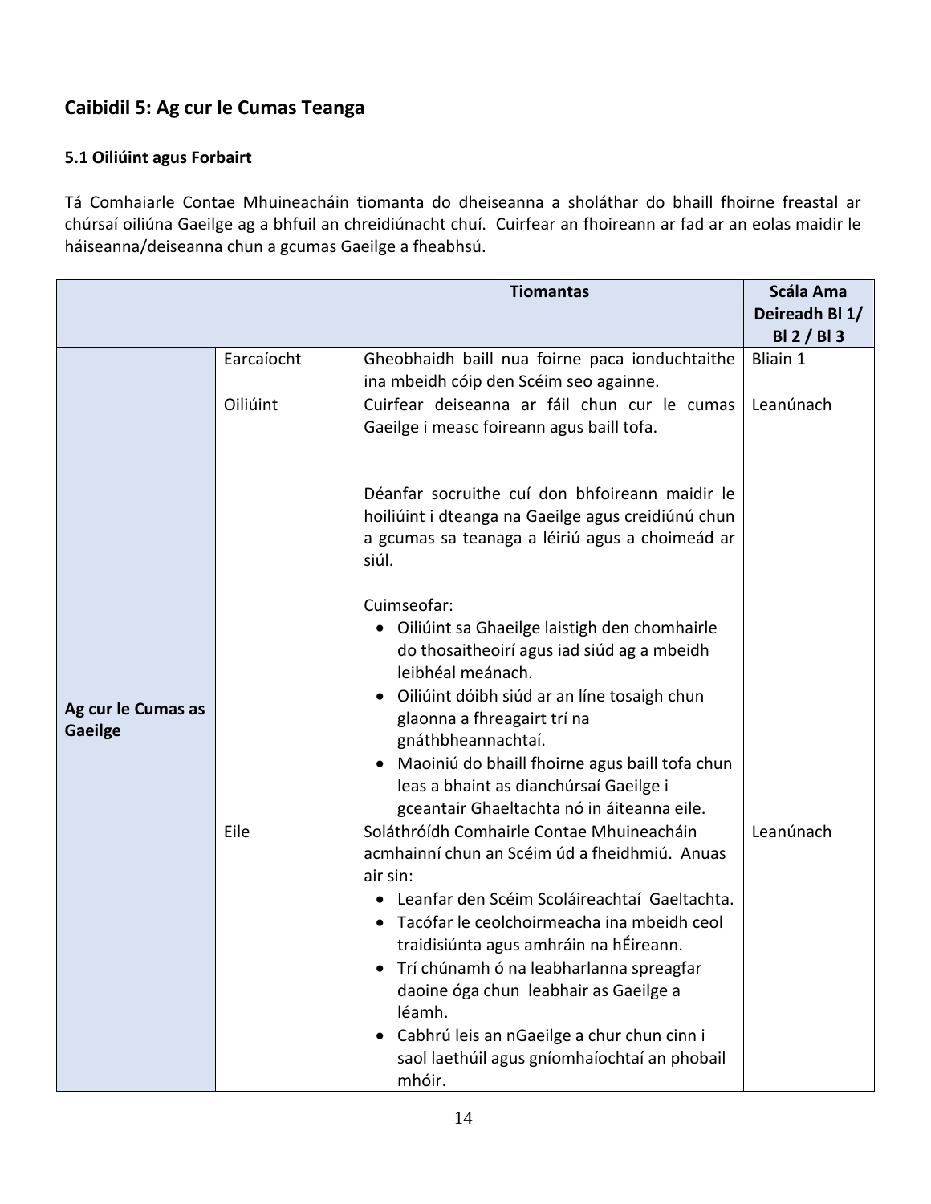## Caibidil 5: Ag cur le Cumas Teanga

### 5.1 Oiliúint agus Forbairt

Tá Comhaiarle Contae Mhuineacháin tiomanta do dheiseanna a sholáthar do bhaill fhoirne freastal ar chúrsaí oiliúna Gaeilge ag a bhfuil an chreidiúnacht chuí. Cuirfear an fhoireann ar fad ar an eolas maidir le háiseanna/deiseanna chun a gcumas Gaeilge a fheabhsú.

| | | Tiomantas | Scála Ama Deireadh Bl 1/ Bl 2 / Bl 3 |
|---|---|---|---|
| **Ag cur le Cumas as Gaeilge** | Earcaíocht | Gheobhaidh baill nua foirne paca ionduchtaithe ina mbeidh cóip den Scéim seo againne. | Bliain 1 |
| | Oiliúint | Cuirfear deiseanna ar fáil chun cur le cumas Gaeilge i measc foireann agus baill tofa.<br><br>Déanfar socruithe cuí don bhfoireann maidir le hoiliúint i dteanga na Gaeilge agus creidiúnú chun a gcumas sa teanaga a léiriú agus a choimeád ar siúl.<br><br>Cuimseofar:<br>• Oiliúint sa Ghaeilge laistigh den chomhairle do thosaitheoirí agus iad siúd ag a mbeidh leibhéal meánach.<br>• Oiliúint dóibh siúd ar an líne tosaigh chun glaonna a fhreagairt trí na gnáthbheannachtaí.<br>• Maoiniú do bhaill fhoirne agus baill tofa chun leas a bhaint as dianchúrsaí Gaeilge i gceantair Ghaeltachta nó in áiteanna eile. | Leanúnach |
| | Eile | Soláthróídh Comhairle Contae Mhuineacháin acmhainní chun an Scéim úd a fheidhmiú. Anuas air sin:<br>• Leanfar den Scéim Scoláireachtaí Gaeltachta.<br>• Tacófar le ceolchoirmeacha ina mbeidh ceol traidisiúnta agus amhráin na hÉireann.<br>• Trí chúnamh ó na leabharlanna spreagfar daoine óga chun leabhair as Gaeilge a léamh.<br>• Cabhrú leis an nGaeilge a chur chun cinn i saol laethúil agus gníomhaíochtaí an phobail mhóir. | Leanúnach |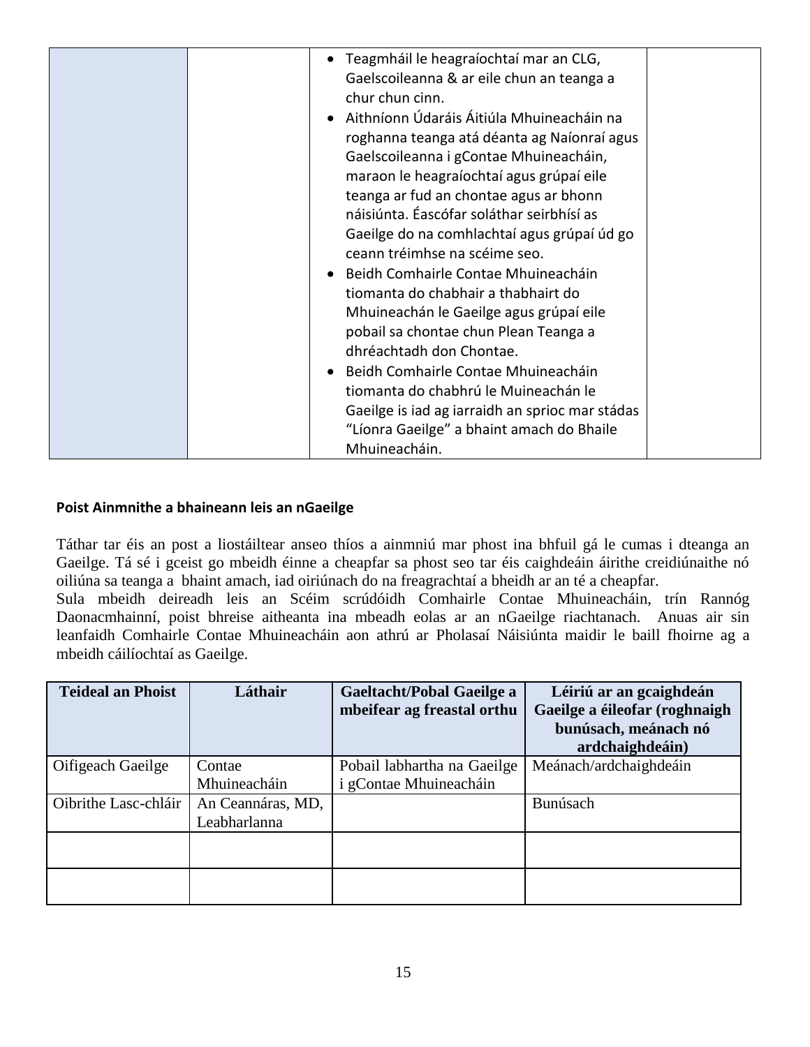| | | • Teagmháil le heagraíochtaí mar an CLG, Gaelscoileanna & ar eile chun an teanga a chur chun cinn.<br>• Aithníonn Údaráis Áitiúla Mhuineacháin na roghanna teanga atá déanta ag Naíonraí agus Gaelscoileanna i gContae Mhuineacháin, maraon le heagraíochtaí agus grúpaí eile teanga ar fud an chontae agus ar bhonn náisiúnta. Éascófar soláthar seirbhísí as Gaeilge do na comhlachtaí agus grúpaí úd go ceann tréimhse na scéime seo.<br>• Beidh Comhairle Contae Mhuineacháin tiomanta do chabhair a thabhairt do Mhuineachán le Gaeilge agus grúpaí eile pobail sa chontae chun Plean Teanga a dhréachtadh don Chontae.<br>• Beidh Comhairle Contae Mhuineacháin tiomanta do chabhrú le Muineachán le Gaeilge is iad ag iarraidh an sprioc mar stádas "Líonra Gaeilge" a bhaint amach do Bhaile Mhuineacháin. | |
|---|---|---|---|

**Poist Ainmnithe a bhaineann leis an nGaeilge**

Táthar tar éis an post a liostáiltear anseo thíos a ainmniú mar phost ina bhfuil gá le cumas i dteanga an Gaeilge. Tá sé i gceist go mbeidh éinne a cheapfar sa phost seo tar éis caighdeáin áirithe creidiúnaithe nó oiliúna sa teanga a bhaint amach, iad oiriúnach do na freagrachtaí a bheidh ar an té a cheapfar.
Sula mbeidh deireadh leis an Scéim scrúdóidh Comhairle Contae Mhuineacháin, trín Rannóg Daonacmhainní, poist bhreise aitheanta ina mbeadh eolas ar an nGaeilge riachtanach. Anuas air sin leanfaidh Comhairle Contae Mhuineacháin aon athrú ar Pholasaí Náisiúnta maidir le baill fhoirne ag a mbeidh cáilíochtaí as Gaeilge.

| Teideal an Phoist | Láthair | Gaeltacht/Pobal Gaeilge a mbeifear ag freastal orthu | Léiriú ar an gcaighdeán Gaeilge a éileofar (roghnaigh bunúsach, meánach nó ardchaighdeáin) |
|---|---|---|---|
| Oifigeach Gaeilge | Contae Mhuineacháin | Pobail labhartha na Gaeilge i gContae Mhuineacháin | Meánach/ardchaighdeáin |
| Oibrithe Lasc-chláir | An Ceannáras, MD, Leabharlanna | | Bunúsach |
| | | | |
| | | | |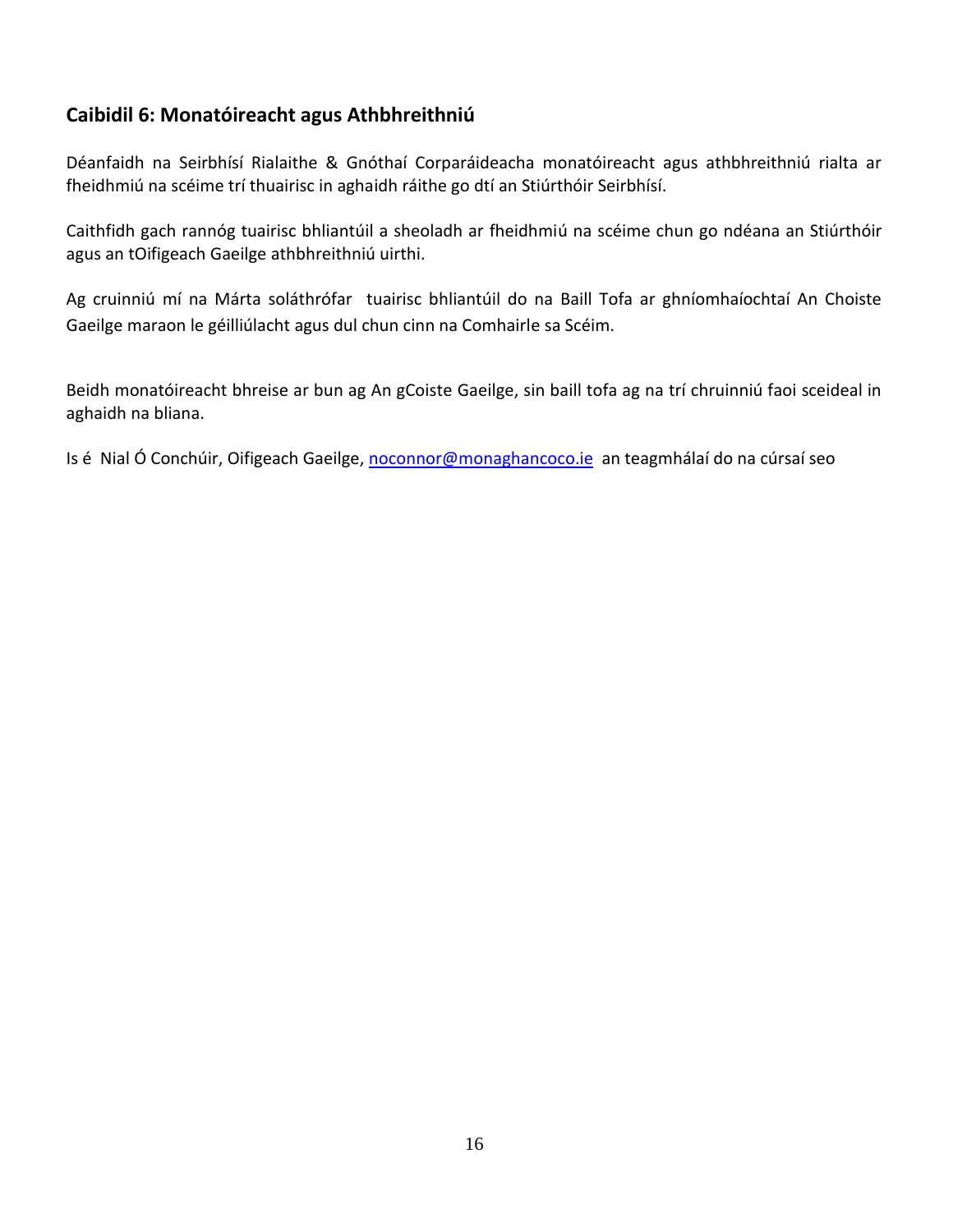## Caibidil 6: Monatóireacht agus Athbhreithniú

Déanfaidh na Seirbhísí Rialaithe & Gnóthaí Corparáideacha monatóireacht agus athbhreithniú rialta ar fheidhmiú na scéime trí thuairisc in aghaidh ráithe go dtí an Stiúrthóir Seirbhísí.

Caithfidh gach rannóg tuairisc bhliantúil a sheoladh ar fheidhmiú na scéime chun go ndéana an Stiúrthóir agus an tOifigeach Gaeilge athbhreithniú uirthi.

Ag cruinniú mí na Márta soláthrófar tuairisc bhliantúil do na Baill Tofa ar ghníomhaíochtaí An Choiste Gaeilge maraon le géilliúlacht agus dul chun cinn na Comhairle sa Scéim.

Beidh monatóireacht bhreise ar bun ag An gCoiste Gaeilge, sin baill tofa ag na trí chruinniú faoi sceideal in aghaidh na bliana.

Is é Nial Ó Conchúir, Oifigeach Gaeilge, noconnor@monaghancoco.ie an teagmhálaí do na cúrsaí seo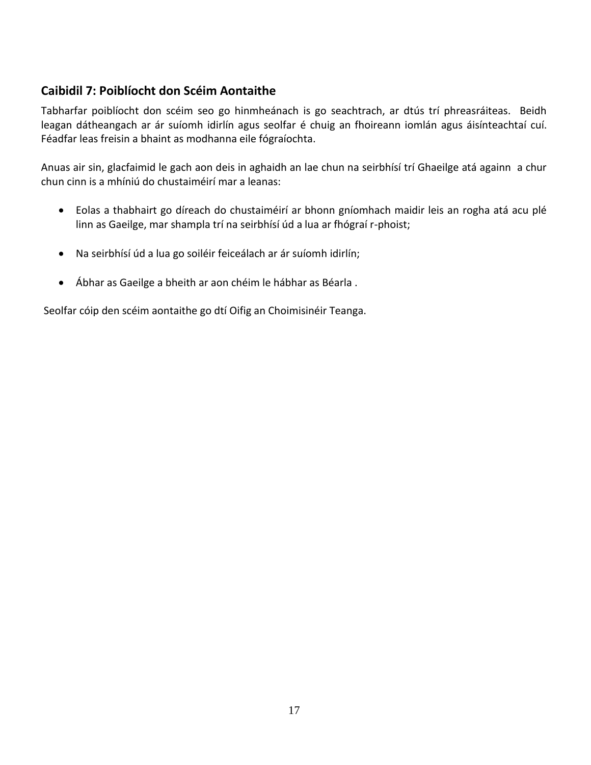## Caibidil 7: Poiblíocht don Scéim Aontaithe

Tabharfar poiblíocht don scéim seo go hinmheánach is go seachtrach, ar dtús trí phreasráiteas. Beidh leagan dátheangach ar ár suíomh idirlín agus seolfar é chuig an fhoireann iomlán agus áisínteachtaí cuí. Féadfar leas freisin a bhaint as modhanna eile fógraíochta.

Anuas air sin, glacfaimid le gach aon deis in aghaidh an lae chun na seirbhísí trí Ghaeilge atá againn a chur chun cinn is a mhíniú do chustaiméirí mar a leanas:

- Eolas a thabhairt go díreach do chustaiméirí ar bhonn gníomhach maidir leis an rogha atá acu plé linn as Gaeilge, mar shampla trí na seirbhísí úd a lua ar fhógraí r-phoist;
- Na seirbhísí úd a lua go soiléir feiceálach ar ár suíomh idirlín;
- Ábhar as Gaeilge a bheith ar aon chéim le hábhar as Béarla .

Seolfar cóip den scéim aontaithe go dtí Oifig an Choimisinéir Teanga.